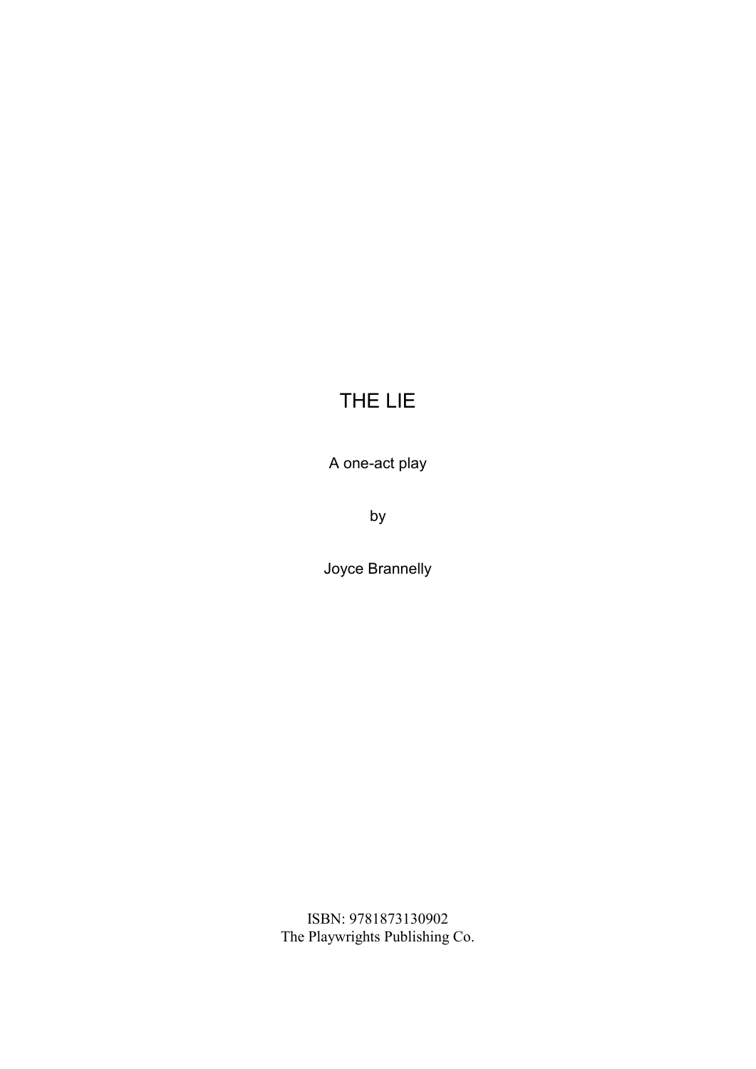# THE LIE

A one-act play

by

Joyce Brannelly

ISBN: 9781873130902
The Playwrights Publishing Co.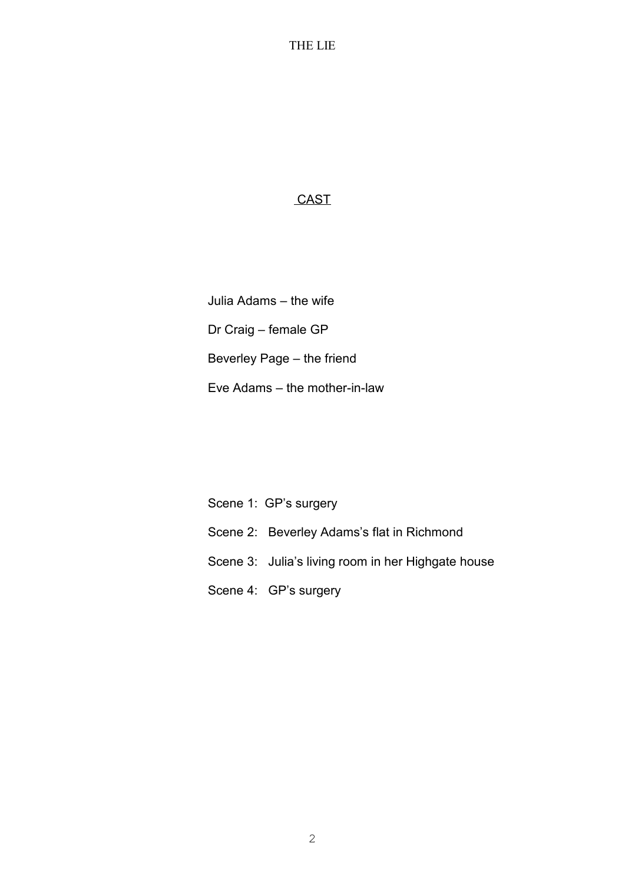## CAST

Julia Adams – the wife

Dr Craig – female GP

Beverley Page – the friend

Eve Adams – the mother-in-law

Scene 1: GP's surgery

Scene 2: Beverley Adams's flat in Richmond

Scene 3: Julia's living room in her Highgate house

Scene 4: GP's surgery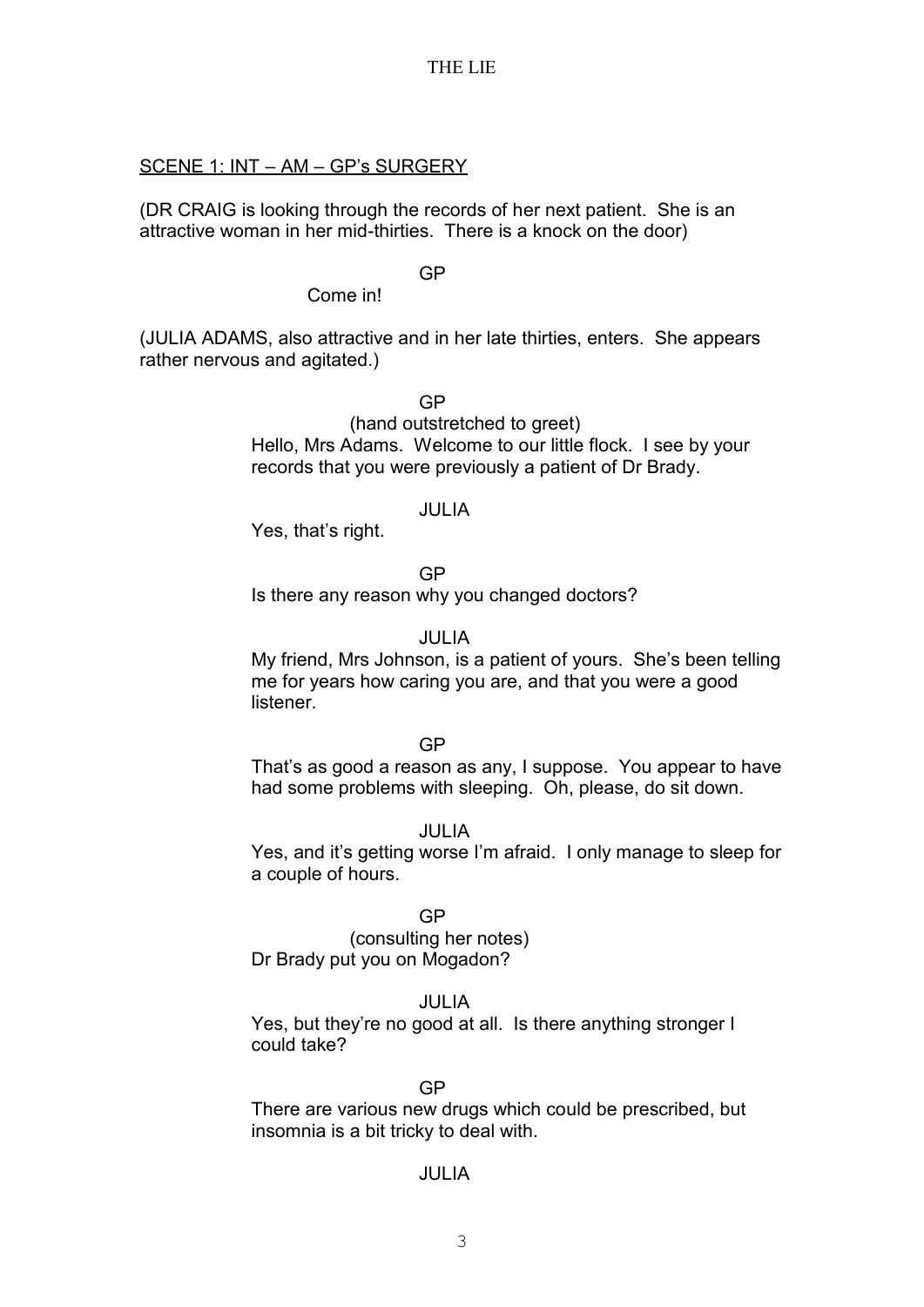<u>SCENE 1: INT – AM – GP's SURGERY</u>

(DR CRAIG is looking through the records of her next patient. She is an attractive woman in her mid-thirties. There is a knock on the door)

GP

Come in!

(JULIA ADAMS, also attractive and in her late thirties, enters. She appears rather nervous and agitated.)

GP

(hand outstretched to greet)

Hello, Mrs Adams. Welcome to our little flock. I see by your records that you were previously a patient of Dr Brady.

JULIA

Yes, that's right.

GP

Is there any reason why you changed doctors?

JULIA

My friend, Mrs Johnson, is a patient of yours. She's been telling me for years how caring you are, and that you were a good listener.

GP

That's as good a reason as any, I suppose. You appear to have had some problems with sleeping. Oh, please, do sit down.

JULIA

Yes, and it's getting worse I'm afraid. I only manage to sleep for a couple of hours.

GP

(consulting her notes)

Dr Brady put you on Mogadon?

JULIA

Yes, but they're no good at all. Is there anything stronger I could take?

GP

There are various new drugs which could be prescribed, but insomnia is a bit tricky to deal with.

JULIA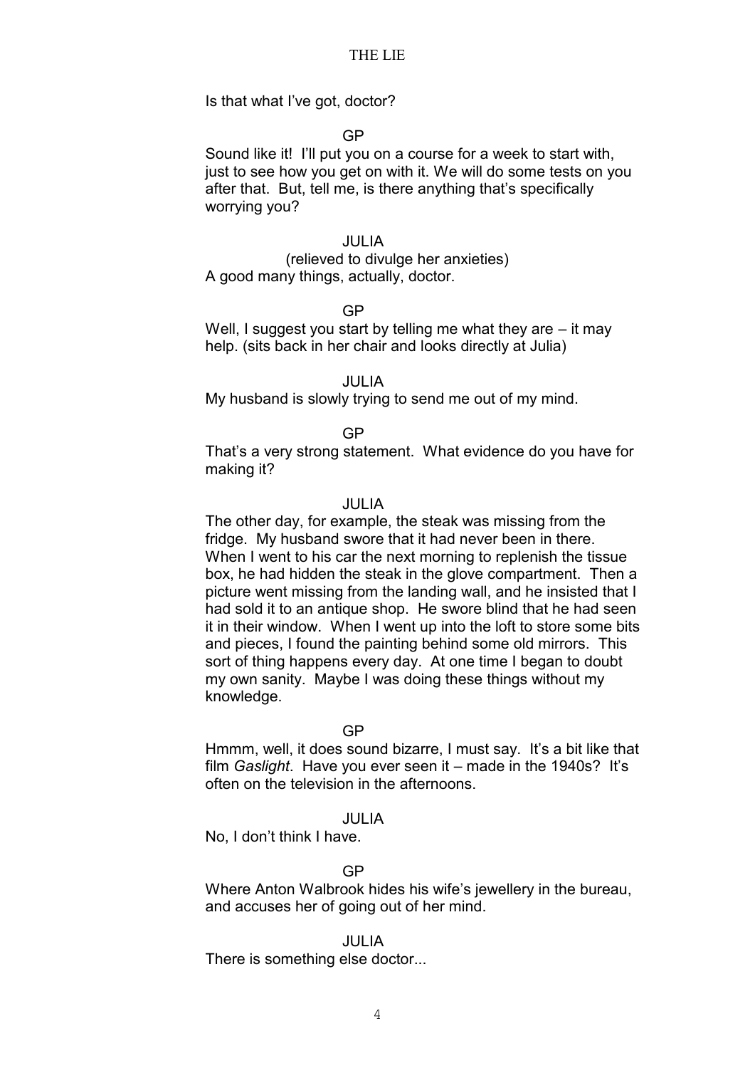Is that what I've got, doctor?

GP

Sound like it! I'll put you on a course for a week to start with, just to see how you get on with it. We will do some tests on you after that. But, tell me, is there anything that's specifically worrying you?

JULIA

(relieved to divulge her anxieties)

A good many things, actually, doctor.

GP

Well, I suggest you start by telling me what they are – it may help. (sits back in her chair and looks directly at Julia)

JULIA

My husband is slowly trying to send me out of my mind.

GP

That's a very strong statement. What evidence do you have for making it?

JULIA

The other day, for example, the steak was missing from the fridge. My husband swore that it had never been in there. When I went to his car the next morning to replenish the tissue box, he had hidden the steak in the glove compartment. Then a picture went missing from the landing wall, and he insisted that I had sold it to an antique shop. He swore blind that he had seen it in their window. When I went up into the loft to store some bits and pieces, I found the painting behind some old mirrors. This sort of thing happens every day. At one time I began to doubt my own sanity. Maybe I was doing these things without my knowledge.

GP

Hmmm, well, it does sound bizarre, I must say. It's a bit like that film *Gaslight*. Have you ever seen it – made in the 1940s? It's often on the television in the afternoons.

JULIA

No, I don't think I have.

GP

Where Anton Walbrook hides his wife's jewellery in the bureau, and accuses her of going out of her mind.

JULIA

There is something else doctor...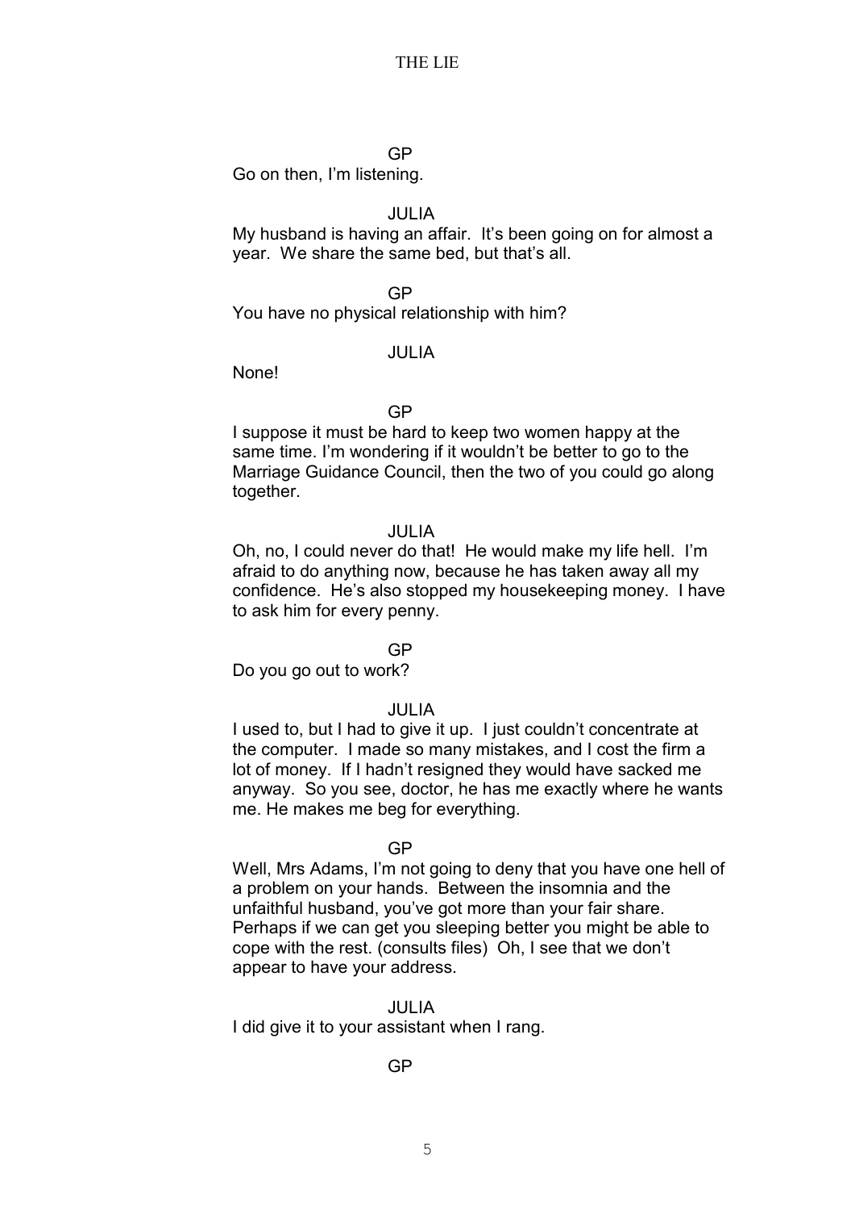GP

Go on then, I'm listening.

JULIA

My husband is having an affair. It's been going on for almost a year. We share the same bed, but that's all.

GP

You have no physical relationship with him?

JULIA

None!

GP

I suppose it must be hard to keep two women happy at the same time. I'm wondering if it wouldn't be better to go to the Marriage Guidance Council, then the two of you could go along together.

JULIA

Oh, no, I could never do that! He would make my life hell. I'm afraid to do anything now, because he has taken away all my confidence. He's also stopped my housekeeping money. I have to ask him for every penny.

GP

Do you go out to work?

JULIA

I used to, but I had to give it up. I just couldn't concentrate at the computer. I made so many mistakes, and I cost the firm a lot of money. If I hadn't resigned they would have sacked me anyway. So you see, doctor, he has me exactly where he wants me. He makes me beg for everything.

GP

Well, Mrs Adams, I'm not going to deny that you have one hell of a problem on your hands. Between the insomnia and the unfaithful husband, you've got more than your fair share. Perhaps if we can get you sleeping better you might be able to cope with the rest. (consults files) Oh, I see that we don't appear to have your address.

JULIA

I did give it to your assistant when I rang.

GP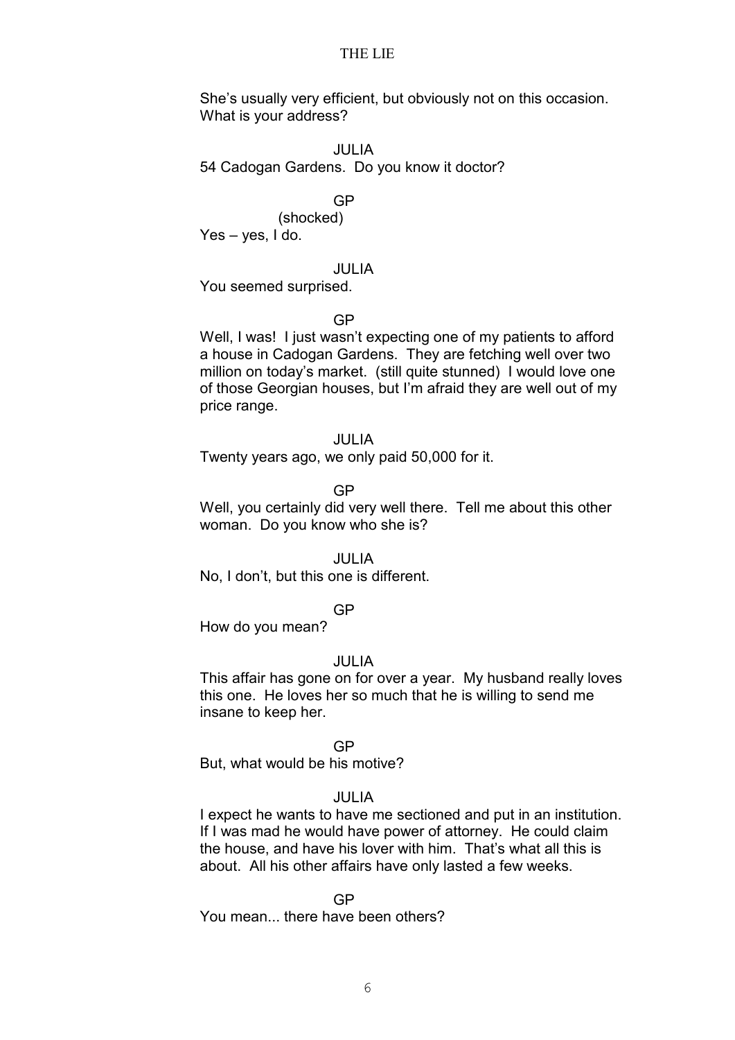She's usually very efficient, but obviously not on this occasion. What is your address?

JULIA

54 Cadogan Gardens. Do you know it doctor?

GP

(shocked)

Yes – yes, I do.

JULIA

You seemed surprised.

GP

Well, I was! I just wasn't expecting one of my patients to afford a house in Cadogan Gardens. They are fetching well over two million on today's market. (still quite stunned) I would love one of those Georgian houses, but I'm afraid they are well out of my price range.

JULIA

Twenty years ago, we only paid 50,000 for it.

GP

Well, you certainly did very well there. Tell me about this other woman. Do you know who she is?

JULIA

No, I don't, but this one is different.

GP

How do you mean?

JULIA

This affair has gone on for over a year. My husband really loves this one. He loves her so much that he is willing to send me insane to keep her.

GP

But, what would be his motive?

JULIA

I expect he wants to have me sectioned and put in an institution. If I was mad he would have power of attorney. He could claim the house, and have his lover with him. That's what all this is about. All his other affairs have only lasted a few weeks.

GP

You mean... there have been others?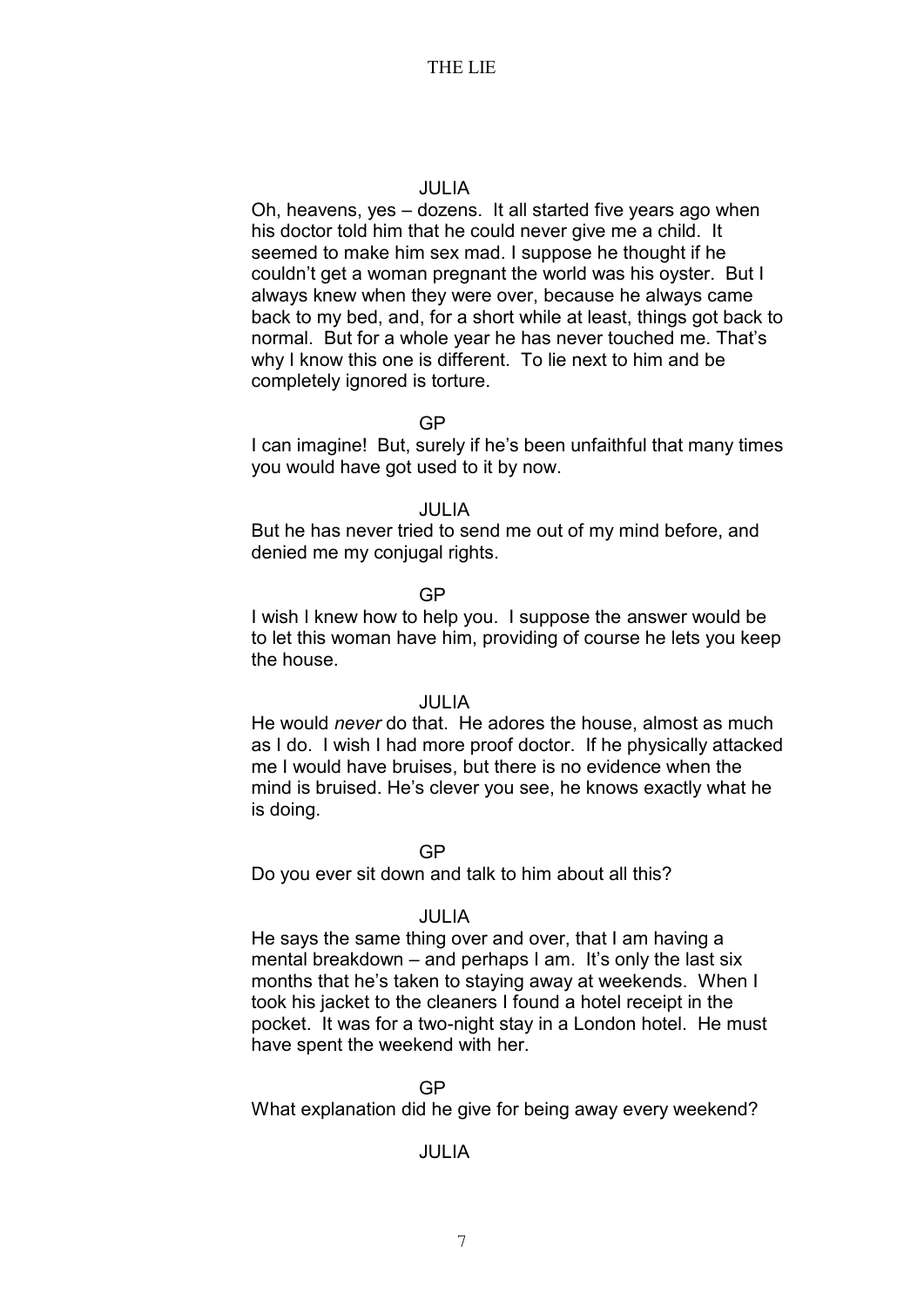JULIA

Oh, heavens, yes – dozens. It all started five years ago when his doctor told him that he could never give me a child. It seemed to make him sex mad. I suppose he thought if he couldn't get a woman pregnant the world was his oyster. But I always knew when they were over, because he always came back to my bed, and, for a short while at least, things got back to normal. But for a whole year he has never touched me. That's why I know this one is different. To lie next to him and be completely ignored is torture.

GP

I can imagine! But, surely if he's been unfaithful that many times you would have got used to it by now.

JULIA

But he has never tried to send me out of my mind before, and denied me my conjugal rights.

GP

I wish I knew how to help you. I suppose the answer would be to let this woman have him, providing of course he lets you keep the house.

JULIA

He would *never* do that. He adores the house, almost as much as I do. I wish I had more proof doctor. If he physically attacked me I would have bruises, but there is no evidence when the mind is bruised. He's clever you see, he knows exactly what he is doing.

GP

Do you ever sit down and talk to him about all this?

JULIA

He says the same thing over and over, that I am having a mental breakdown – and perhaps I am. It's only the last six months that he's taken to staying away at weekends. When I took his jacket to the cleaners I found a hotel receipt in the pocket. It was for a two-night stay in a London hotel. He must have spent the weekend with her.

GP

What explanation did he give for being away every weekend?

JULIA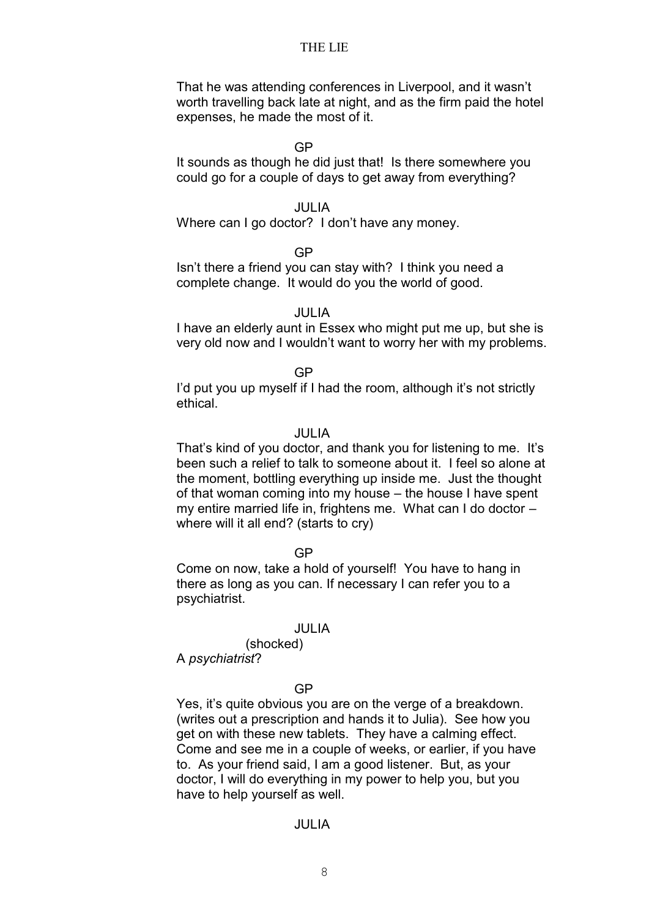That he was attending conferences in Liverpool, and it wasn't worth travelling back late at night, and as the firm paid the hotel expenses, he made the most of it.

GP

It sounds as though he did just that! Is there somewhere you could go for a couple of days to get away from everything?

JULIA

Where can I go doctor? I don't have any money.

GP

Isn't there a friend you can stay with? I think you need a complete change. It would do you the world of good.

JULIA

I have an elderly aunt in Essex who might put me up, but she is very old now and I wouldn't want to worry her with my problems.

GP

I'd put you up myself if I had the room, although it's not strictly ethical.

JULIA

That's kind of you doctor, and thank you for listening to me. It's been such a relief to talk to someone about it. I feel so alone at the moment, bottling everything up inside me. Just the thought of that woman coming into my house – the house I have spent my entire married life in, frightens me. What can I do doctor – where will it all end? (starts to cry)

GP

Come on now, take a hold of yourself! You have to hang in there as long as you can. If necessary I can refer you to a psychiatrist.

JULIA

(shocked)

A *psychiatrist*?

GP

Yes, it's quite obvious you are on the verge of a breakdown. (writes out a prescription and hands it to Julia). See how you get on with these new tablets. They have a calming effect. Come and see me in a couple of weeks, or earlier, if you have to. As your friend said, I am a good listener. But, as your doctor, I will do everything in my power to help you, but you have to help yourself as well.

JULIA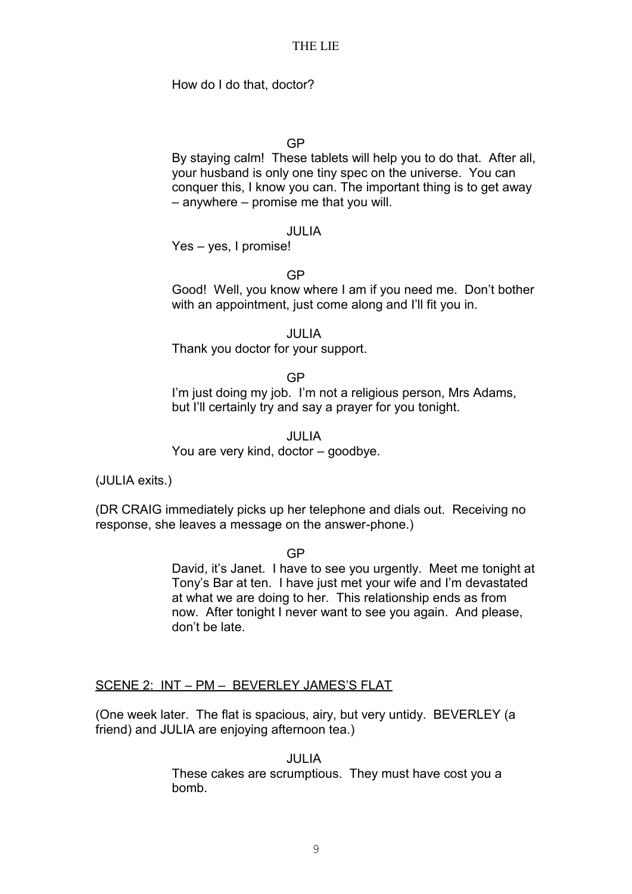How do I do that, doctor?

GP

By staying calm! These tablets will help you to do that. After all, your husband is only one tiny spec on the universe. You can conquer this, I know you can. The important thing is to get away – anywhere – promise me that you will.

JULIA

Yes – yes, I promise!

GP

Good! Well, you know where I am if you need me. Don't bother with an appointment, just come along and I'll fit you in.

JULIA

Thank you doctor for your support.

GP

I'm just doing my job. I'm not a religious person, Mrs Adams, but I'll certainly try and say a prayer for you tonight.

JULIA

You are very kind, doctor – goodbye.

(JULIA exits.)

(DR CRAIG immediately picks up her telephone and dials out. Receiving no response, she leaves a message on the answer-phone.)

GP

David, it's Janet. I have to see you urgently. Meet me tonight at Tony's Bar at ten. I have just met your wife and I'm devastated at what we are doing to her. This relationship ends as from now. After tonight I never want to see you again. And please, don't be late.

<u>SCENE 2: INT – PM – BEVERLEY JAMES'S FLAT</u>

(One week later. The flat is spacious, airy, but very untidy. BEVERLEY (a friend) and JULIA are enjoying afternoon tea.)

JULIA

These cakes are scrumptious. They must have cost you a bomb.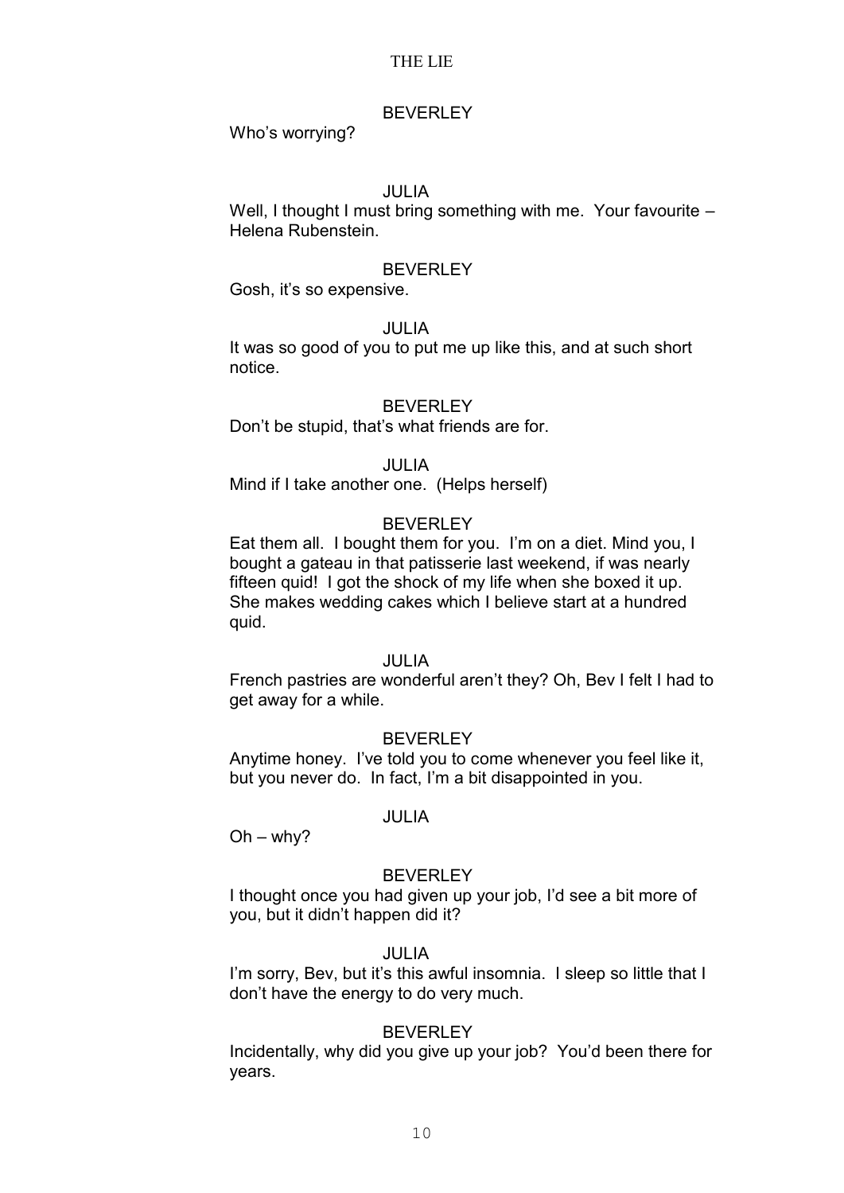BEVERLEY

Who's worrying?

JULIA

Well, I thought I must bring something with me. Your favourite – Helena Rubenstein.

BEVERLEY

Gosh, it's so expensive.

JULIA

It was so good of you to put me up like this, and at such short notice.

BEVERLEY

Don't be stupid, that's what friends are for.

JULIA

Mind if I take another one. (Helps herself)

BEVERLEY

Eat them all. I bought them for you. I'm on a diet. Mind you, I bought a gateau in that patisserie last weekend, if was nearly fifteen quid! I got the shock of my life when she boxed it up. She makes wedding cakes which I believe start at a hundred quid.

JULIA

French pastries are wonderful aren't they? Oh, Bev I felt I had to get away for a while.

BEVERLEY

Anytime honey. I've told you to come whenever you feel like it, but you never do. In fact, I'm a bit disappointed in you.

JULIA

Oh – why?

BEVERLEY

I thought once you had given up your job, I'd see a bit more of you, but it didn't happen did it?

JULIA

I'm sorry, Bev, but it's this awful insomnia. I sleep so little that I don't have the energy to do very much.

BEVERLEY

Incidentally, why did you give up your job? You'd been there for years.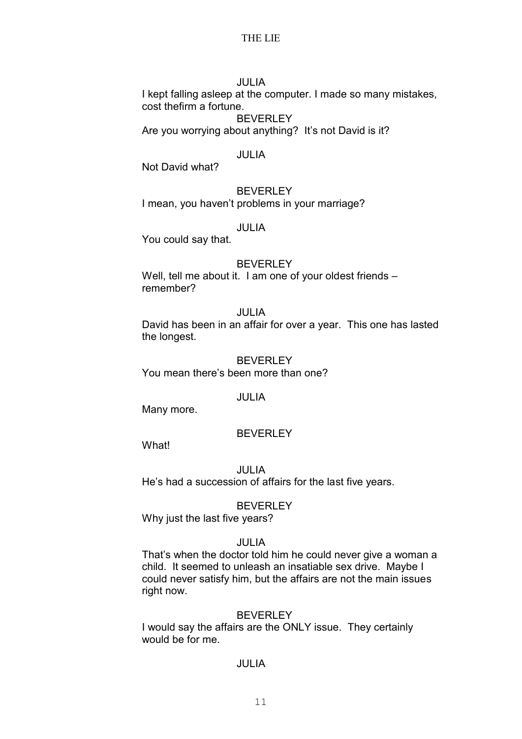JULIA

I kept falling asleep at the computer. I made so many mistakes, cost thefirm a fortune.

BEVERLEY

Are you worrying about anything? It's not David is it?

JULIA

Not David what?

BEVERLEY

I mean, you haven't problems in your marriage?

JULIA

You could say that.

BEVERLEY

Well, tell me about it. I am one of your oldest friends – remember?

JULIA

David has been in an affair for over a year. This one has lasted the longest.

BEVERLEY

You mean there's been more than one?

JULIA

Many more.

BEVERLEY

What!

JULIA

He's had a succession of affairs for the last five years.

BEVERLEY

Why just the last five years?

JULIA

That's when the doctor told him he could never give a woman a child. It seemed to unleash an insatiable sex drive. Maybe I could never satisfy him, but the affairs are not the main issues right now.

BEVERLEY

I would say the affairs are the ONLY issue. They certainly would be for me.

JULIA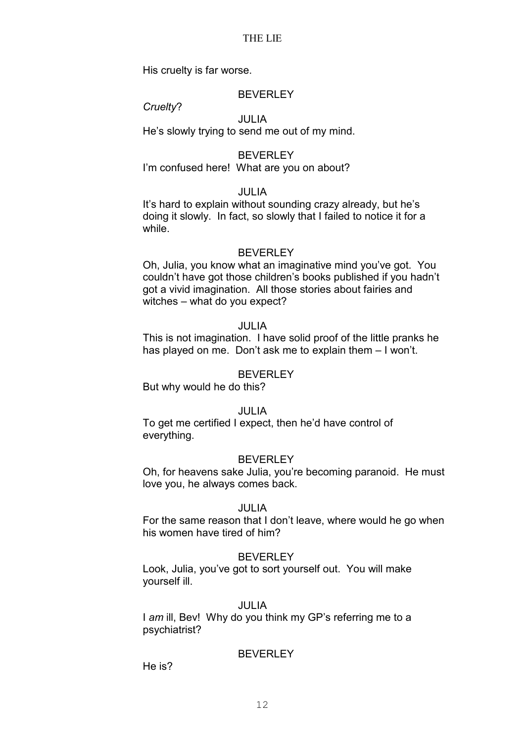His cruelty is far worse.

BEVERLEY

*Cruelty*?

JULIA

He's slowly trying to send me out of my mind.

BEVERLEY

I'm confused here! What are you on about?

JULIA

It's hard to explain without sounding crazy already, but he's doing it slowly. In fact, so slowly that I failed to notice it for a while.

BEVERLEY

Oh, Julia, you know what an imaginative mind you've got. You couldn't have got those children's books published if you hadn't got a vivid imagination. All those stories about fairies and witches – what do you expect?

JULIA

This is not imagination. I have solid proof of the little pranks he has played on me. Don't ask me to explain them – I won't.

BEVERLEY

But why would he do this?

JULIA

To get me certified I expect, then he'd have control of everything.

BEVERLEY

Oh, for heavens sake Julia, you're becoming paranoid. He must love you, he always comes back.

JULIA

For the same reason that I don't leave, where would he go when his women have tired of him?

BEVERLEY

Look, Julia, you've got to sort yourself out. You will make yourself ill.

JULIA

I *am* ill, Bev! Why do you think my GP's referring me to a psychiatrist?

BEVERLEY

He is?